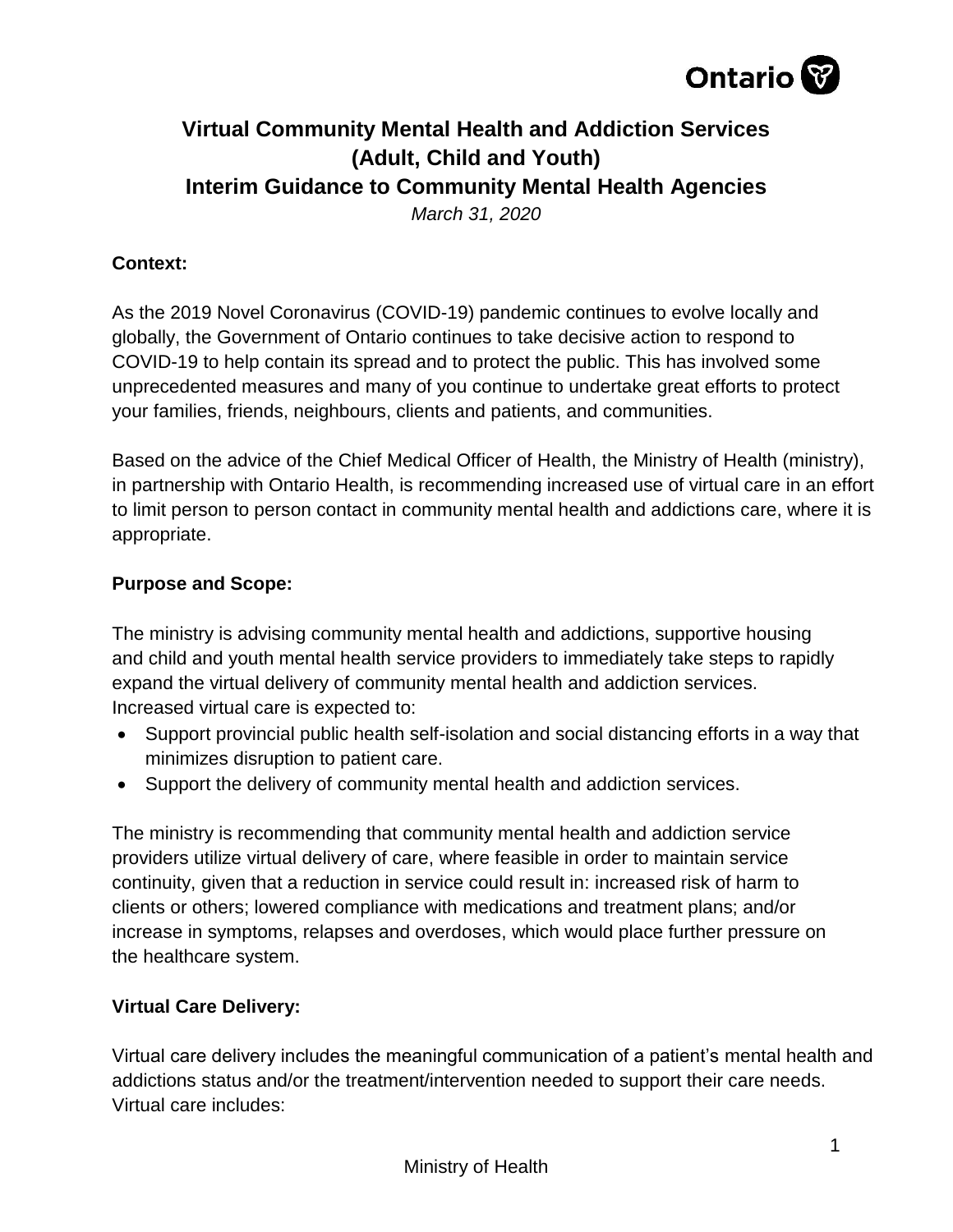# Virtual Community Mental Health and Addiction Services (Adult, Child and Youth) Interim Guidance to Community Mental Health Agencies

*March 31, 2020*

**Context:**

As the 2019 Novel Coronavirus (COVID-19) pandemic continues to evolve locally and globally, the Government of Ontario continues to take decisive action to respond to COVID-19 to help contain its spread and to protect the public. This has involved some unprecedented measures and many of you continue to undertake great efforts to protect your families, friends, neighbours, clients and patients, and communities.

Based on the advice of the Chief Medical Officer of Health, the Ministry of Health (ministry), in partnership with Ontario Health, is recommending increased use of virtual care in an effort to limit person to person contact in community mental health and addictions care, where it is appropriate.

**Purpose and Scope:**

The ministry is advising community mental health and addictions, supportive housing and child and youth mental health service providers to immediately take steps to rapidly expand the virtual delivery of community mental health and addiction services. Increased virtual care is expected to:

- Support provincial public health self-isolation and social distancing efforts in a way that minimizes disruption to patient care.
- Support the delivery of community mental health and addiction services.

The ministry is recommending that community mental health and addiction service providers utilize virtual delivery of care, where feasible in order to maintain service continuity, given that a reduction in service could result in: increased risk of harm to clients or others; lowered compliance with medications and treatment plans; and/or increase in symptoms, relapses and overdoses, which would place further pressure on the healthcare system.

**Virtual Care Delivery:**

Virtual care delivery includes the meaningful communication of a patient's mental health and addictions status and/or the treatment/intervention needed to support their care needs. Virtual care includes: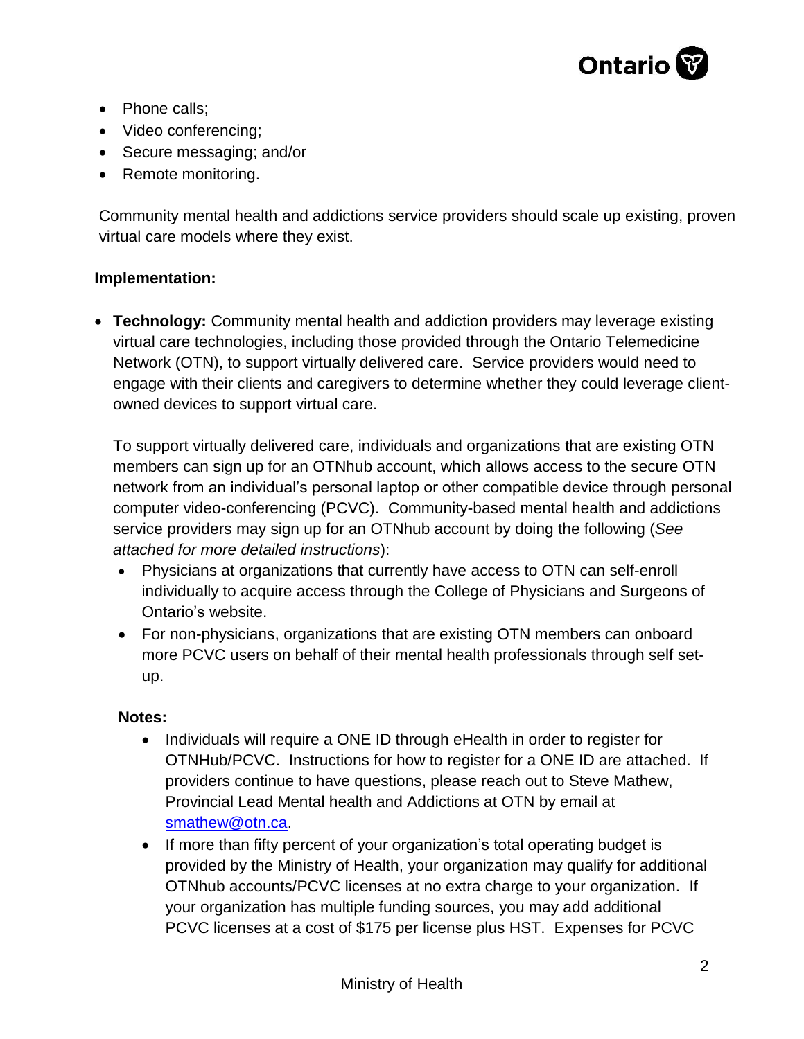- Phone calls;
- Video conferencing;
- Secure messaging; and/or
- Remote monitoring.

Community mental health and addictions service providers should scale up existing, proven virtual care models where they exist.

**Implementation:**

- **Technology:** Community mental health and addiction providers may leverage existing virtual care technologies, including those provided through the Ontario Telemedicine Network (OTN), to support virtually delivered care. Service providers would need to engage with their clients and caregivers to determine whether they could leverage client-owned devices to support virtual care.

  To support virtually delivered care, individuals and organizations that are existing OTN members can sign up for an OTNhub account, which allows access to the secure OTN network from an individual's personal laptop or other compatible device through personal computer video-conferencing (PCVC). Community-based mental health and addictions service providers may sign up for an OTNhub account by doing the following (*See attached for more detailed instructions*):
  - Physicians at organizations that currently have access to OTN can self-enroll individually to acquire access through the College of Physicians and Surgeons of Ontario's website.
  - For non-physicians, organizations that are existing OTN members can onboard more PCVC users on behalf of their mental health professionals through self set-up.

  **Notes:**
  - Individuals will require a ONE ID through eHealth in order to register for OTNHub/PCVC. Instructions for how to register for a ONE ID are attached. If providers continue to have questions, please reach out to Steve Mathew, Provincial Lead Mental health and Addictions at OTN by email at smathew@otn.ca.
  - If more than fifty percent of your organization's total operating budget is provided by the Ministry of Health, your organization may qualify for additional OTNhub accounts/PCVC licenses at no extra charge to your organization. If your organization has multiple funding sources, you may add additional PCVC licenses at a cost of $175 per license plus HST. Expenses for PCVC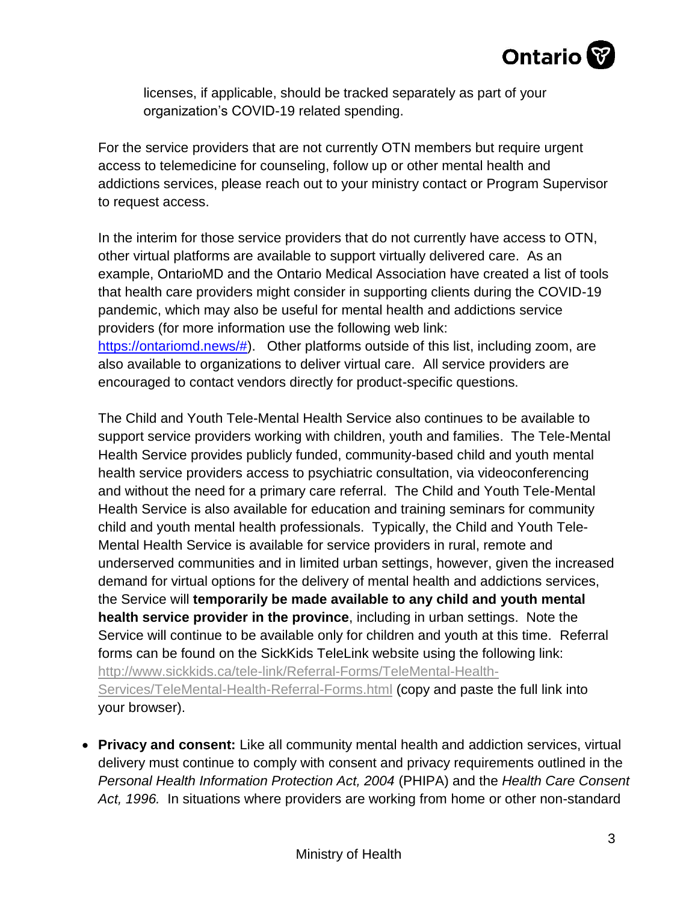licenses, if applicable, should be tracked separately as part of your organization's COVID-19 related spending.

For the service providers that are not currently OTN members but require urgent access to telemedicine for counseling, follow up or other mental health and addictions services, please reach out to your ministry contact or Program Supervisor to request access.

In the interim for those service providers that do not currently have access to OTN, other virtual platforms are available to support virtually delivered care. As an example, OntarioMD and the Ontario Medical Association have created a list of tools that health care providers might consider in supporting clients during the COVID-19 pandemic, which may also be useful for mental health and addictions service providers (for more information use the following web link: https://ontariomd.news/#). Other platforms outside of this list, including zoom, are also available to organizations to deliver virtual care. All service providers are encouraged to contact vendors directly for product-specific questions.

The Child and Youth Tele-Mental Health Service also continues to be available to support service providers working with children, youth and families. The Tele-Mental Health Service provides publicly funded, community-based child and youth mental health service providers access to psychiatric consultation, via videoconferencing and without the need for a primary care referral. The Child and Youth Tele-Mental Health Service is also available for education and training seminars for community child and youth mental health professionals. Typically, the Child and Youth Tele-Mental Health Service is available for service providers in rural, remote and underserved communities and in limited urban settings, however, given the increased demand for virtual options for the delivery of mental health and addictions services, the Service will **temporarily be made available to any child and youth mental health service provider in the province**, including in urban settings. Note the Service will continue to be available only for children and youth at this time. Referral forms can be found on the SickKids TeleLink website using the following link: http://www.sickkids.ca/tele-link/Referral-Forms/TeleMental-Health-Services/TeleMental-Health-Referral-Forms.html (copy and paste the full link into your browser).

- **Privacy and consent:** Like all community mental health and addiction services, virtual delivery must continue to comply with consent and privacy requirements outlined in the *Personal Health Information Protection Act, 2004* (PHIPA) and the *Health Care Consent Act, 1996.* In situations where providers are working from home or other non-standard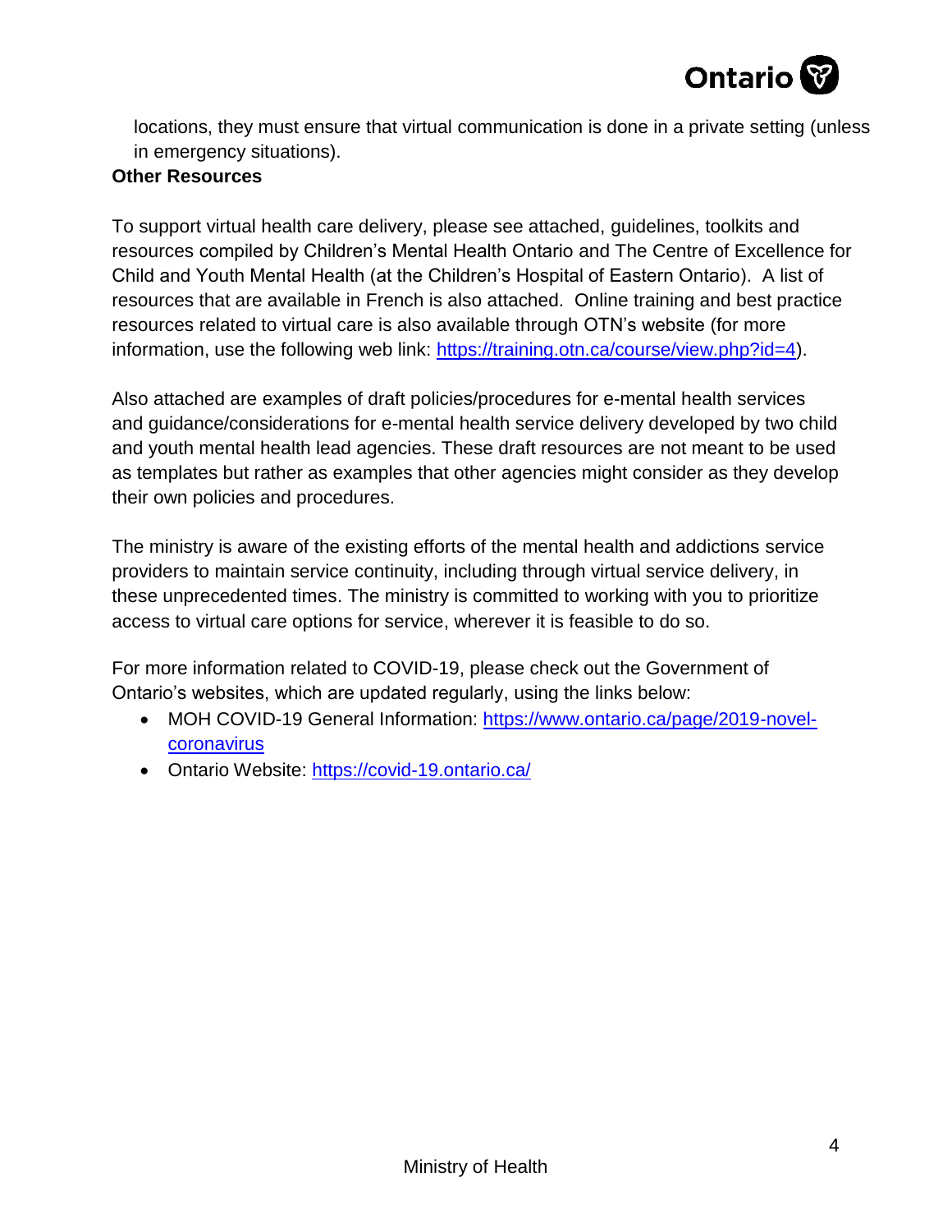locations, they must ensure that virtual communication is done in a private setting (unless in emergency situations).

**Other Resources**

To support virtual health care delivery, please see attached, guidelines, toolkits and resources compiled by Children's Mental Health Ontario and The Centre of Excellence for Child and Youth Mental Health (at the Children's Hospital of Eastern Ontario). A list of resources that are available in French is also attached. Online training and best practice resources related to virtual care is also available through OTN's website (for more information, use the following web link: https://training.otn.ca/course/view.php?id=4).

Also attached are examples of draft policies/procedures for e-mental health services and guidance/considerations for e-mental health service delivery developed by two child and youth mental health lead agencies. These draft resources are not meant to be used as templates but rather as examples that other agencies might consider as they develop their own policies and procedures.

The ministry is aware of the existing efforts of the mental health and addictions service providers to maintain service continuity, including through virtual service delivery, in these unprecedented times. The ministry is committed to working with you to prioritize access to virtual care options for service, wherever it is feasible to do so.

For more information related to COVID-19, please check out the Government of Ontario's websites, which are updated regularly, using the links below:

- MOH COVID-19 General Information: https://www.ontario.ca/page/2019-novel-coronavirus
- Ontario Website: https://covid-19.ontario.ca/